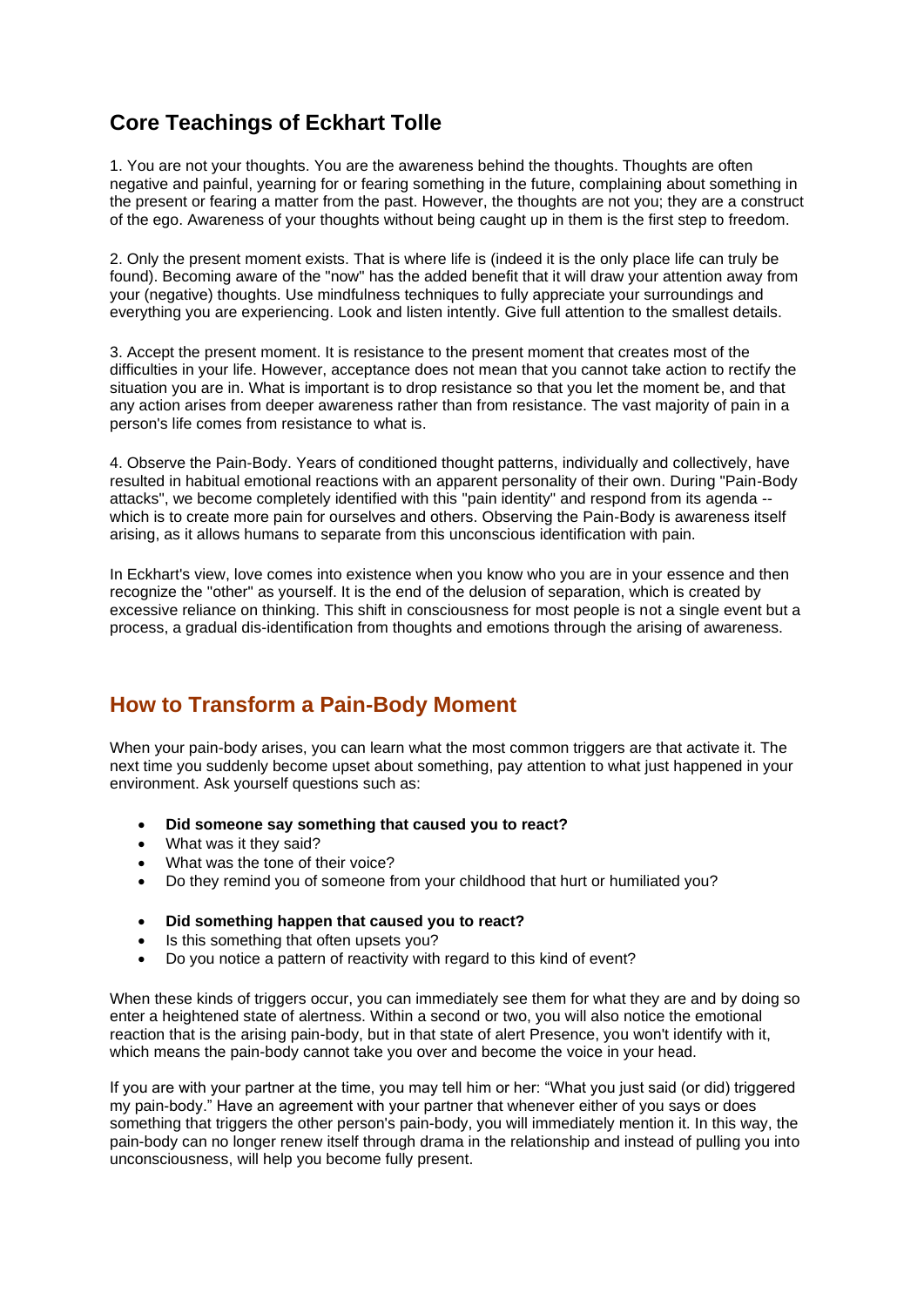## Core Teachings of Eckhart Tolle

1. You are not your thoughts. You are the awareness behind the thoughts. Thoughts are often negative and painful, yearning for or fearing something in the future, complaining about something in the present or fearing a matter from the past. However, the thoughts are not you; they are a construct of the ego. Awareness of your thoughts without being caught up in them is the first step to freedom.

2. Only the present moment exists. That is where life is (indeed it is the only place life can truly be found). Becoming aware of the "now" has the added benefit that it will draw your attention away from your (negative) thoughts. Use mindfulness techniques to fully appreciate your surroundings and everything you are experiencing. Look and listen intently. Give full attention to the smallest details.

3. Accept the present moment. It is resistance to the present moment that creates most of the difficulties in your life. However, acceptance does not mean that you cannot take action to rectify the situation you are in. What is important is to drop resistance so that you let the moment be, and that any action arises from deeper awareness rather than from resistance. The vast majority of pain in a person's life comes from resistance to what is.

4. Observe the Pain-Body. Years of conditioned thought patterns, individually and collectively, have resulted in habitual emotional reactions with an apparent personality of their own. During "Pain-Body attacks", we become completely identified with this "pain identity" and respond from its agenda -- which is to create more pain for ourselves and others. Observing the Pain-Body is awareness itself arising, as it allows humans to separate from this unconscious identification with pain.

In Eckhart's view, love comes into existence when you know who you are in your essence and then recognize the "other" as yourself. It is the end of the delusion of separation, which is created by excessive reliance on thinking. This shift in consciousness for most people is not a single event but a process, a gradual dis-identification from thoughts and emotions through the arising of awareness.

## How to Transform a Pain-Body Moment

When your pain-body arises, you can learn what the most common triggers are that activate it. The next time you suddenly become upset about something, pay attention to what just happened in your environment. Ask yourself questions such as:

- **Did someone say something that caused you to react?**
- What was it they said?
- What was the tone of their voice?
- Do they remind you of someone from your childhood that hurt or humiliated you?

- **Did something happen that caused you to react?**
- Is this something that often upsets you?
- Do you notice a pattern of reactivity with regard to this kind of event?

When these kinds of triggers occur, you can immediately see them for what they are and by doing so enter a heightened state of alertness. Within a second or two, you will also notice the emotional reaction that is the arising pain-body, but in that state of alert Presence, you won't identify with it, which means the pain-body cannot take you over and become the voice in your head.

If you are with your partner at the time, you may tell him or her: "What you just said (or did) triggered my pain-body." Have an agreement with your partner that whenever either of you says or does something that triggers the other person's pain-body, you will immediately mention it. In this way, the pain-body can no longer renew itself through drama in the relationship and instead of pulling you into unconsciousness, will help you become fully present.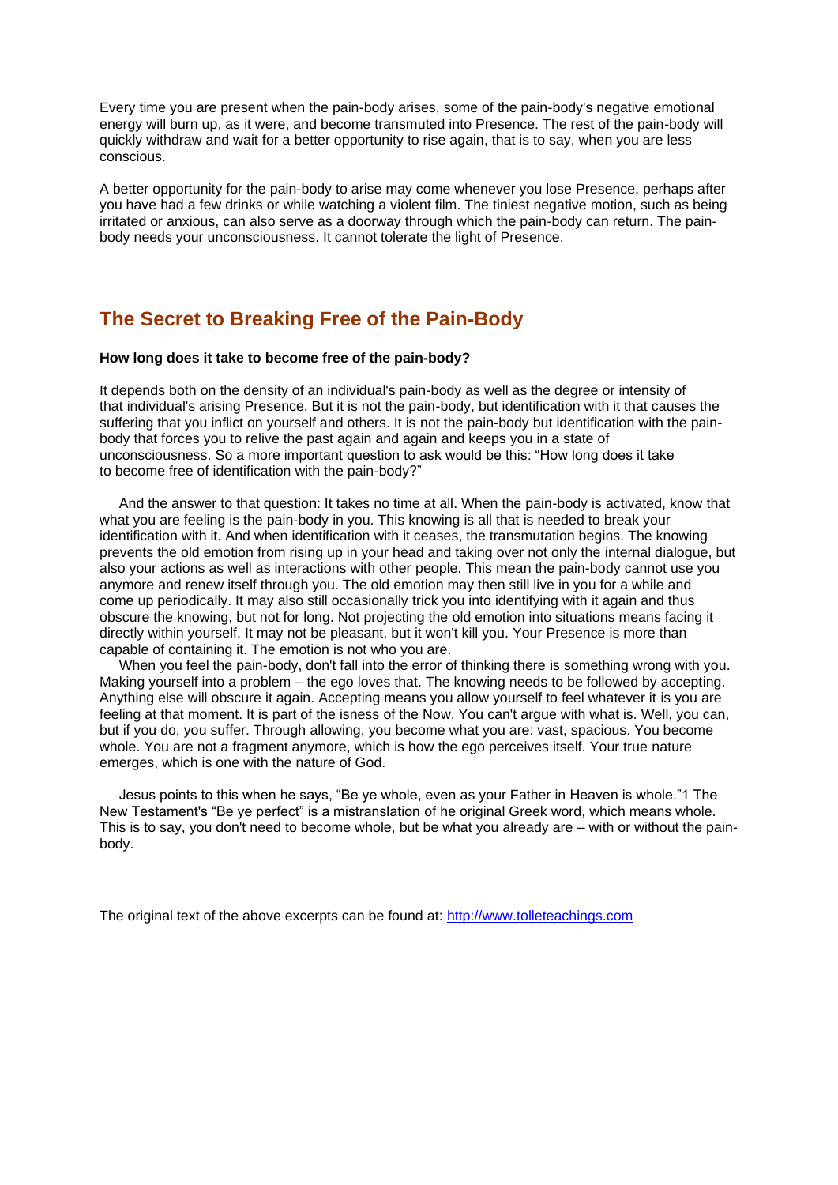Every time you are present when the pain-body arises, some of the pain-body's negative emotional energy will burn up, as it were, and become transmuted into Presence. The rest of the pain-body will quickly withdraw and wait for a better opportunity to rise again, that is to say, when you are less conscious.

A better opportunity for the pain-body to arise may come whenever you lose Presence, perhaps after you have had a few drinks or while watching a violent film. The tiniest negative motion, such as being irritated or anxious, can also serve as a doorway through which the pain-body can return. The pain-body needs your unconsciousness. It cannot tolerate the light of Presence.

## The Secret to Breaking Free of the Pain-Body

**How long does it take to become free of the pain-body?**

It depends both on the density of an individual's pain-body as well as the degree or intensity of that individual's arising Presence. But it is not the pain-body, but identification with it that causes the suffering that you inflict on yourself and others. It is not the pain-body but identification with the pain-body that forces you to relive the past again and again and keeps you in a state of unconsciousness. So a more important question to ask would be this: "How long does it take to become free of identification with the pain-body?"

And the answer to that question: It takes no time at all. When the pain-body is activated, know that what you are feeling is the pain-body in you. This knowing is all that is needed to break your identification with it. And when identification with it ceases, the transmutation begins. The knowing prevents the old emotion from rising up in your head and taking over not only the internal dialogue, but also your actions as well as interactions with other people. This mean the pain-body cannot use you anymore and renew itself through you. The old emotion may then still live in you for a while and come up periodically. It may also still occasionally trick you into identifying with it again and thus obscure the knowing, but not for long. Not projecting the old emotion into situations means facing it directly within yourself. It may not be pleasant, but it won't kill you. Your Presence is more than capable of containing it. The emotion is not who you are.

When you feel the pain-body, don't fall into the error of thinking there is something wrong with you. Making yourself into a problem – the ego loves that. The knowing needs to be followed by accepting. Anything else will obscure it again. Accepting means you allow yourself to feel whatever it is you are feeling at that moment. It is part of the isness of the Now. You can't argue with what is. Well, you can, but if you do, you suffer. Through allowing, you become what you are: vast, spacious. You become whole. You are not a fragment anymore, which is how the ego perceives itself. Your true nature emerges, which is one with the nature of God.

Jesus points to this when he says, "Be ye whole, even as your Father in Heaven is whole."[1] The New Testament's "Be ye perfect" is a mistranslation of he original Greek word, which means whole. This is to say, you don't need to become whole, but be what you already are – with or without the pain-body.

The original text of the above excerpts can be found at: [http://www.tolleteachings.com](http://www.tolleteachings.com)